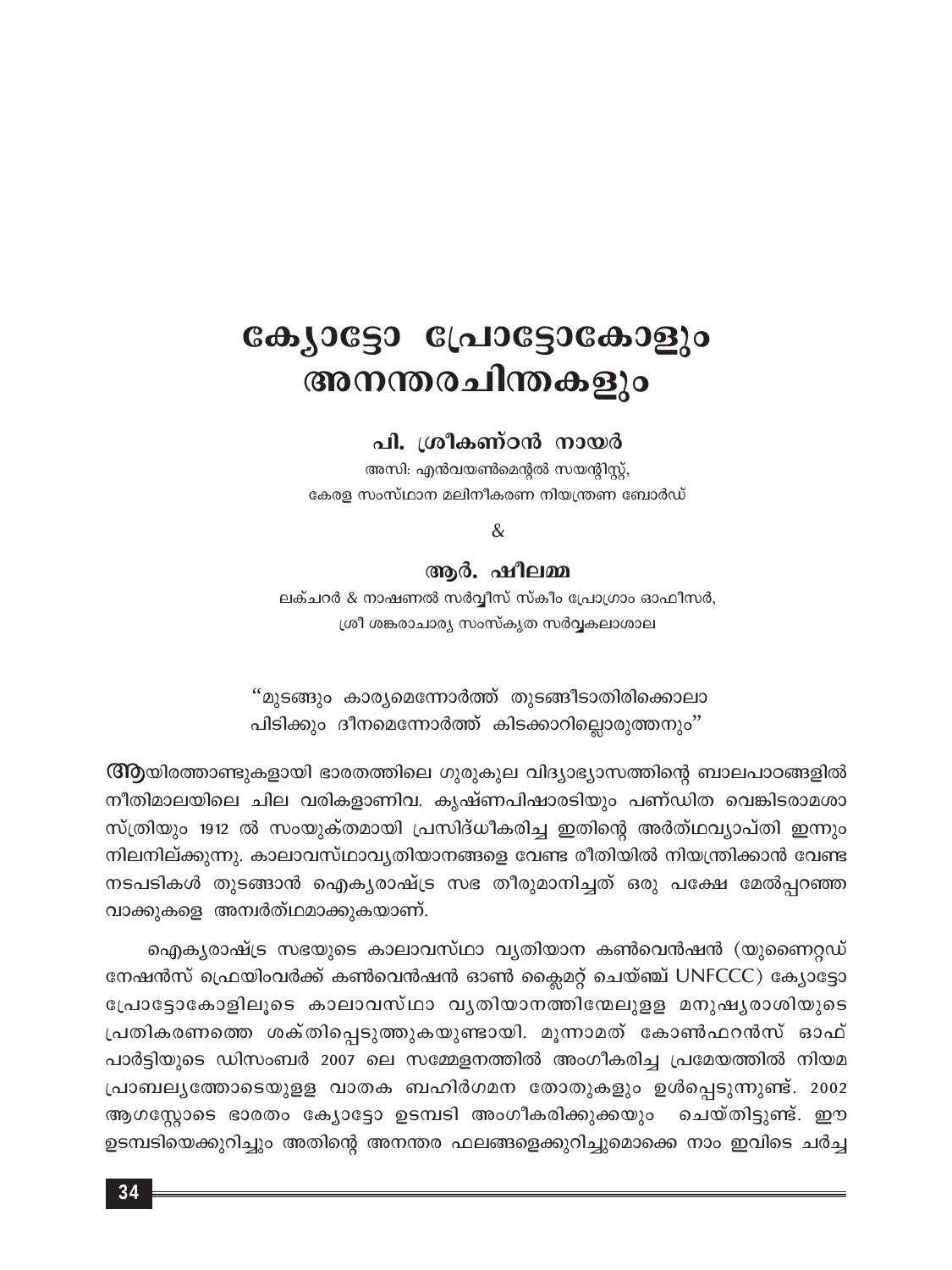# ക്യോട്ടോ പ്രോട്ടോകോളും അനന്തരചിന്തകളും

**പി. ശ്രീകണ്ഠൻ നായർ**

അസി: എൻവയൺമെന്റൽ സയന്റിസ്റ്റ്,
കേരള സംസ്ഥാന മലിനീകരണ നിയന്ത്രണ ബോർഡ്

&

**ആർ. ഷീലമ്മ**

ലക്ചറർ & നാഷണൽ സർവ്വീസ് സ്കീം പ്രോഗ്രാം ഓഫീസർ,
ശ്രീ ശങ്കരാചാര്യ സംസ്കൃത സർവ്വകലാശാല

"മുടങ്ങും കാര്യമെന്നോർത്ത് തുടങ്ങീടാതിരിക്കൊലാ
പിടിക്കും ദീനമെന്നോർത്ത് കിടക്കാറില്ലൊരുത്തനും"

**ആ**യിരത്താണ്ടുകളായി ഭാരതത്തിലെ ഗുരുകുല വിദ്യാഭ്യാസത്തിന്റെ ബാലപാഠങ്ങളിൽ നീതിമാലയിലെ ചില വരികളാണിവ. കൃഷ്ണപിഷാരടിയും പണ്ഡിത വെങ്കിടരാമശാസ്ത്രിയും 1912 ൽ സംയുക്തമായി പ്രസിദ്ധീകരിച്ച ഇതിന്റെ അർത്ഥവ്യാപ്തി ഇന്നും നിലനില്ക്കുന്നു. കാലാവസ്ഥാവ്യതിയാനങ്ങളെ വേണ്ട രീതിയിൽ നിയന്ത്രിക്കാൻ വേണ്ട നടപടികൾ തുടങ്ങാൻ ഐക്യരാഷ്ട്ര സഭ തീരുമാനിച്ചത് ഒരു പക്ഷേ മേൽപ്പറഞ്ഞ വാക്കുകളെ അന്വർത്ഥമാക്കുകയാണ്.

ഐക്യരാഷ്ട്ര സഭയുടെ കാലാവസ്ഥാ വ്യതിയാന കൺവെൻഷൻ (യുണൈറ്റഡ് നേഷൻസ് ഫ്രെയിംവർക്ക് കൺവെൻഷൻ ഓൺ ക്ലൈമറ്റ് ചെയ്ഞ്ച് UNFCCC) ക്യോട്ടോ പ്രോട്ടോകോളിലൂടെ കാലാവസ്ഥാ വ്യതിയാനത്തിന്മേലുള്ള മനുഷ്യരാശിയുടെ പ്രതികരണത്തെ ശക്തിപ്പെടുത്തുകയുണ്ടായി. മൂന്നാമത് കോൺഫറൻസ് ഓഫ് പാർട്ടിയുടെ ഡിസംബർ 2007 ലെ സമ്മേളനത്തിൽ അംഗീകരിച്ച പ്രമേയത്തിൽ നിയമ പ്രാബല്യത്തോടെയുള്ള വാതക ബഹിർഗമന തോതുകളും ഉൾപ്പെടുന്നുണ്ട്. 2002 ആഗസ്റ്റോടെ ഭാരതം ക്യോട്ടോ ഉടമ്പടി അംഗീകരിക്കുക്കയും ചെയ്തിട്ടുണ്ട്. ഈ ഉടമ്പടിയെക്കുറിച്ചും അതിന്റെ അനന്തര ഫലങ്ങളെക്കുറിച്ചുമൊക്കെ നാം ഇവിടെ ചർച്ച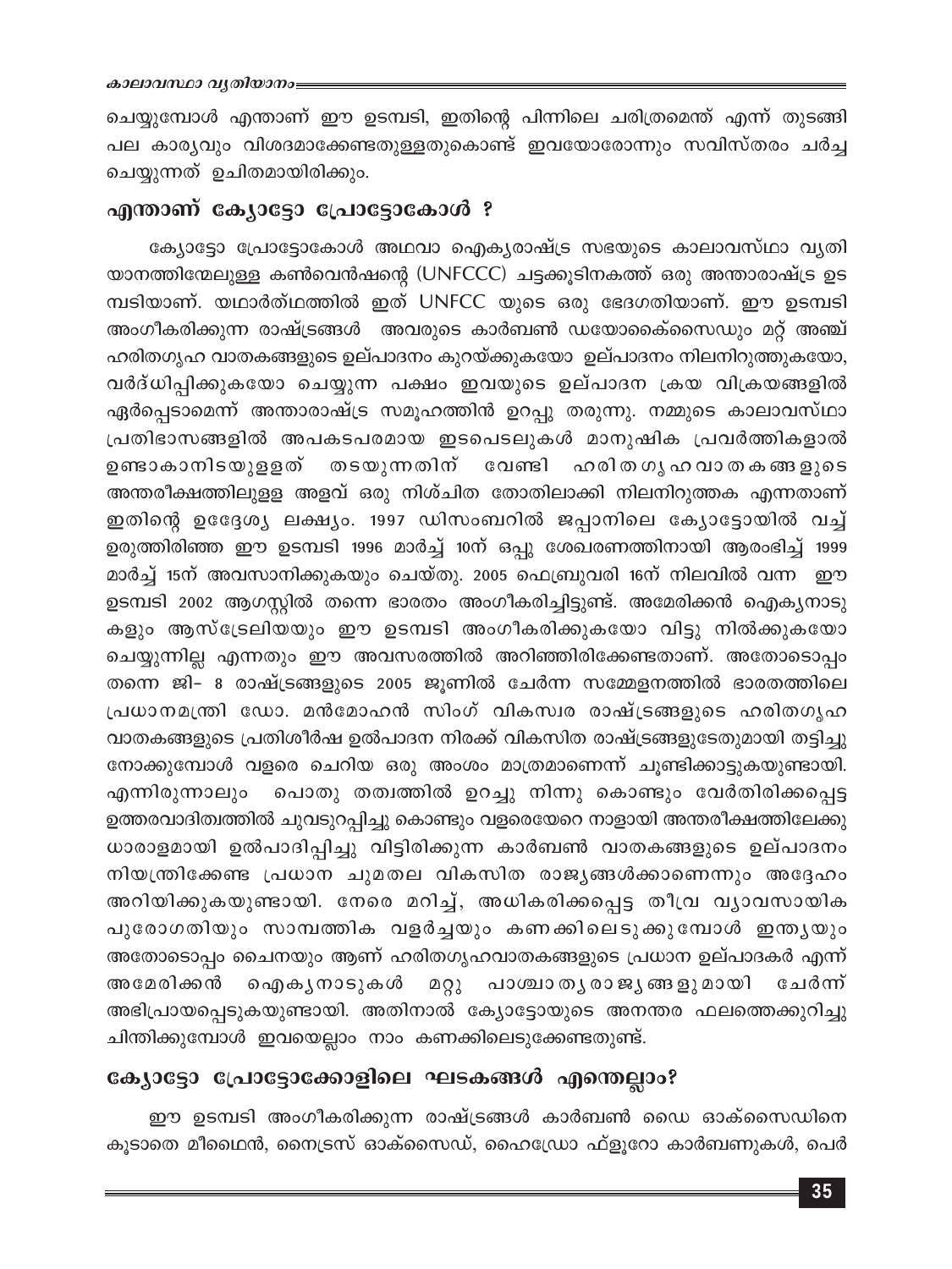ചെയ്യുമ്പോൾ എന്താണ് ഈ ഉടമ്പടി, ഇതിന്റെ പിന്നിലെ ചരിത്രമെന്ത് എന്ന് തുടങ്ങി പല കാര്യവും വിശദമാക്കേണ്ടതുള്ളതുകൊണ്ട് ഇവയോരോന്നും സവിസ്തരം ചർച്ച ചെയ്യുന്നത് ഉചിതമായിരിക്കും.

## എന്താണ് ക്യോട്ടോ പ്രോട്ടോകോൾ ?

ക്യോട്ടോ പ്രോട്ടോകോൾ അഥവാ ഐക്യരാഷ്ട്ര സഭയുടെ കാലാവസ്ഥാ വ്യതിയാനത്തിന്മേലുള്ള കൺവെൻഷന്റെ (UNFCCC) ചട്ടക്കൂടിനകത്ത് ഒരു അന്താരാഷ്ട്ര ഉടമ്പടിയാണ്. യഥാർത്ഥത്തിൽ ഇത് UNFCC യുടെ ഒരു ഭേദഗതിയാണ്. ഈ ഉടമ്പടി അംഗീകരിക്കുന്ന രാഷ്ട്രങ്ങൾ അവരുടെ കാർബൺ ഡയോക്സൈഡും മറ്റ് അഞ്ച് ഹരിതഗൃഹ വാതകങ്ങളുടെ ഉല്പാദനം കുറയ്ക്കുകയോ ഉല്പാദനം നിലനിറുത്തുകയോ, വർദ്ധിപ്പിക്കുകയോ ചെയ്യുന്ന പക്ഷം ഇവയുടെ ഉല്പാദന ക്രയ വിക്രയങ്ങളിൽ ഏർപ്പെടാമെന്ന് അന്താരാഷ്ട്ര സമൂഹത്തിന് ഉറപ്പു തരുന്നു. നമ്മുടെ കാലാവസ്ഥാ പ്രതിഭാസങ്ങളിൽ അപകടപരമായ ഇടപെടലുകൾ മാനുഷിക പ്രവർത്തികളാൽ ഉണ്ടാകാനിടയുള്ളത് തടയുന്നതിന് വേണ്ടി ഹരിതഗൃഹവാതകങ്ങളുടെ അന്തരീക്ഷത്തിലുള്ള അളവ് ഒരു നിശ്ചിത തോതിലാക്കി നിലനിറുത്തക എന്നതാണ് ഇതിന്റെ ഉദ്ദേശ്യ ലക്ഷ്യം. 1997 ഡിസംബറിൽ ജപ്പാനിലെ ക്യോട്ടോയിൽ വച്ച് ഉരുത്തിരിഞ്ഞ ഈ ഉടമ്പടി 1996 മാർച്ച് 10ന് ഒപ്പു ശേഖരണത്തിനായി ആരംഭിച്ച് 1999 മാർച്ച് 15ന് അവസാനിക്കുകയും ചെയ്തു. 2005 ഫെബ്രുവരി 16ന് നിലവിൽ വന്ന ഈ ഉടമ്പടി 2002 ആഗസ്റ്റിൽ തന്നെ ഭാരതം അംഗീകരിച്ചിട്ടുണ്ട്. അമേരിക്കൻ ഐക്യനാടുകളും ആസ്ട്രേലിയയും ഈ ഉടമ്പടി അംഗീകരിക്കുകയോ വിട്ടു നിൽക്കുകയോ ചെയ്യുന്നില്ല എന്നതും ഈ അവസരത്തിൽ അറിഞ്ഞിരിക്കേണ്ടതാണ്. അതോടൊപ്പം തന്നെ ജി– 8 രാഷ്ട്രങ്ങളുടെ 2005 ജൂണിൽ ചേർന്ന സമ്മേളനത്തിൽ ഭാരതത്തിലെ പ്രധാനമന്ത്രി ഡോ. മൻമോഹൻ സിംഗ് വികസ്വര രാഷ്ട്രങ്ങളുടെ ഹരിതഗൃഹ വാതകങ്ങളുടെ പ്രതിശീർഷ ഉൽപാദന നിരക്ക് വികസിത രാഷ്ട്രങ്ങളുടേതുമായി തട്ടിച്ചു നോക്കുമ്പോൾ വളരെ ചെറിയ ഒരു അംശം മാത്രമാണെന്ന് ചൂണ്ടിക്കാട്ടുകയുണ്ടായി. എന്നിരുന്നാലും പൊതു തത്വത്തിൽ ഉറച്ചു നിന്നു കൊണ്ടും വേർതിരിക്കപ്പെട്ട ഉത്തരവാദിത്വത്തിൽ ചുവടുറപ്പിച്ചു കൊണ്ടും വളരെയേറെ നാളായി അന്തരീക്ഷത്തിലേക്കു ധാരാളമായി ഉൽപാദിപ്പിച്ചു വിട്ടിരിക്കുന്ന കാർബൺ വാതകങ്ങളുടെ ഉല്പാദനം നിയന്ത്രിക്കേണ്ട പ്രധാന ചുമതല വികസിത രാജ്യങ്ങൾക്കാണെന്നും അദ്ദേഹം അറിയിക്കുകയുണ്ടായി. നേരെ മറിച്ച്, അധികരിക്കപ്പെട്ട തീവ്ര വ്യാവസായിക പുരോഗതിയും സാമ്പത്തിക വളർച്ചയും കണക്കിലെടുക്കുമ്പോൾ ഇന്ത്യയും അതോടൊപ്പം ചൈനയും ആണ് ഹരിതഗൃഹവാതകങ്ങളുടെ പ്രധാന ഉല്പാദകർ എന്ന് അമേരിക്കൻ ഐക്യനാടുകൾ മറ്റു പാശ്ചാത്യരാജ്യങ്ങളുമായി ചേർന്ന് അഭിപ്രായപ്പെടുകയുണ്ടായി. അതിനാൽ ക്യോട്ടോയുടെ അനന്തര ഫലത്തെക്കുറിച്ചു ചിന്തിക്കുമ്പോൾ ഇവയെല്ലാം നാം കണക്കിലെടുക്കേണ്ടതുണ്ട്.

## ക്യോട്ടോ പ്രോട്ടോക്കോളിലെ ഘടകങ്ങൾ എന്തെല്ലാം?

ഈ ഉടമ്പടി അംഗീകരിക്കുന്ന രാഷ്ട്രങ്ങൾ കാർബൺ ഡൈ ഓക്സൈഡിനെ കൂടാതെ മീഥൈൻ, നൈട്രസ് ഓക്സൈഡ്, ഹൈഡ്രോ ഫ്ളൂറോ കാർബണുകൾ, പെർ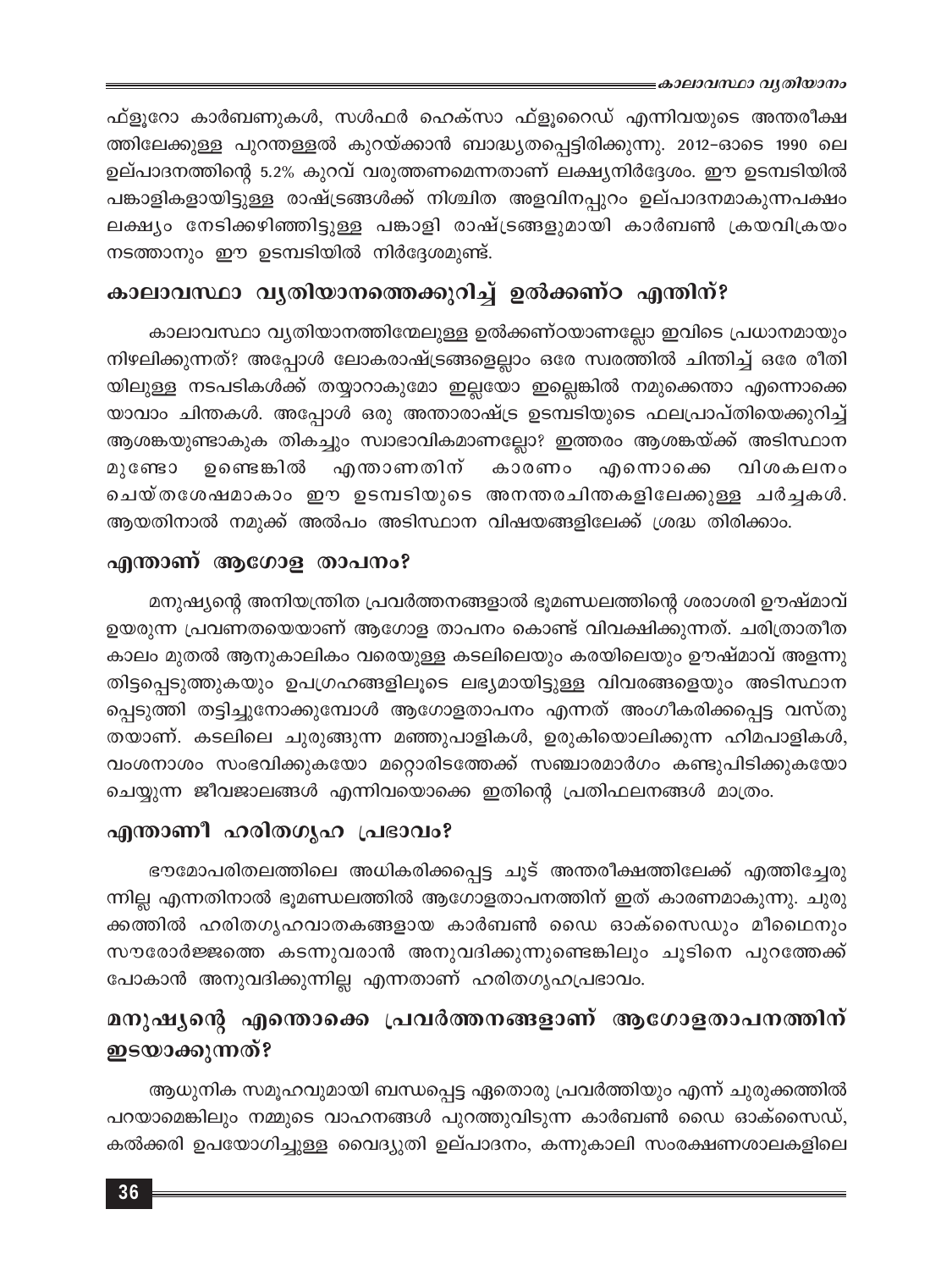ഫ്ളൂറോ കാർബണുകൾ, സൾഫർ ഹെക്സാ ഫ്ളൂറൈഡ് എന്നിവയുടെ അന്തരീക്ഷത്തിലേക്കുള്ള പുറന്തള്ളൽ കുറയ്ക്കാൻ ബാദ്ധ്യതപ്പെട്ടിരിക്കുന്നു. 2012-ഓടെ 1990 ലെ ഉല്പാദനത്തിന്റെ 5.2% കുറവ് വരുത്തണമെന്നതാണ് ലക്ഷ്യനിർദ്ദേശം. ഈ ഉടമ്പടിയിൽ പങ്കാളികളായിട്ടുള്ള രാഷ്ട്രങ്ങൾക്ക് നിശ്ചിത അളവിനപ്പുറം ഉല്പാദനമാകുന്നപക്ഷം ലക്ഷ്യം നേടിക്കഴിഞ്ഞിട്ടുള്ള പങ്കാളി രാഷ്ട്രങ്ങളുമായി കാർബൺ ക്രയവിക്രയം നടത്താനും ഈ ഉടമ്പടിയിൽ നിർദ്ദേശമുണ്ട്.

## കാലാവസ്ഥാ വ്യതിയാനത്തെക്കുറിച്ച് ഉൽക്കണ്ഠ എന്തിന്?

കാലാവസ്ഥാ വ്യതിയാനത്തിന്മേലുള്ള ഉൽക്കണ്ഠയാണല്ലോ ഇവിടെ പ്രധാനമായും നിഴലിക്കുന്നത്? അപ്പോൾ ലോകരാഷ്ട്രങ്ങളെല്ലാം ഒരേ സ്വരത്തിൽ ചിന്തിച്ച് ഒരേ രീതിയിലുള്ള നടപടികൾക്ക് തയ്യാറാകുമോ ഇല്ലയോ ഇല്ലെങ്കിൽ നമുക്കെന്താ എന്നൊക്കെയാവാം ചിന്തകൾ. അപ്പോൾ ഒരു അന്താരാഷ്ട്ര ഉടമ്പടിയുടെ ഫലപ്രാപ്തിയെക്കുറിച്ച് ആശങ്കയുണ്ടാകുക തികച്ചും സ്വാഭാവികമാണല്ലോ? ഇത്തരം ആശങ്കയ്ക്ക് അടിസ്ഥാനമുണ്ടോ ഉണ്ടെങ്കിൽ എന്താണതിന് കാരണം എന്നൊക്കെ വിശകലനം ചെയ്തശേഷമാകാം ഈ ഉടമ്പടിയുടെ അനന്തരചിന്തകളിലേക്കുള്ള ചർച്ചകൾ. ആയതിനാൽ നമുക്ക് അൽപം അടിസ്ഥാന വിഷയങ്ങളിലേക്ക് ശ്രദ്ധ തിരിക്കാം.

## എന്താണ് ആഗോള താപനം?

മനുഷ്യന്റെ അനിയന്ത്രിത പ്രവർത്തനങ്ങളാൽ ഭൂമണ്ഡലത്തിന്റെ ശരാശരി ഊഷ്മാവ് ഉയരുന്ന പ്രവണതയെയാണ് ആഗോള താപനം കൊണ്ട് വിവക്ഷിക്കുന്നത്. ചരിത്രാതീത കാലം മുതൽ ആനുകാലികം വരെയുള്ള കടലിലെയും കരയിലെയും ഊഷ്മാവ് അളന്നു തിട്ടപ്പെടുത്തുകയും ഉപഗ്രഹങ്ങളിലൂടെ ലഭ്യമായിട്ടുള്ള വിവരങ്ങളെയും അടിസ്ഥാനപ്പെടുത്തി തട്ടിച്ചുനോക്കുമ്പോൾ ആഗോളതാപനം എന്നത് അംഗീകരിക്കപ്പെട്ട വസ്തുതയാണ്. കടലിലെ ചുരുങ്ങുന്ന മഞ്ഞുപാളികൾ, ഉരുകിയൊലിക്കുന്ന ഹിമപാളികൾ, വംശനാശം സംഭവിക്കുകയോ മറ്റൊരിടത്തേക്ക് സഞ്ചാരമാർഗം കണ്ടുപിടിക്കുകയോ ചെയ്യുന്ന ജീവജാലങ്ങൾ എന്നിവയൊക്കെ ഇതിന്റെ പ്രതിഫലനങ്ങൾ മാത്രം.

## എന്താണീ ഹരിതഗൃഹ പ്രഭാവം?

ഭൗമോപരിതലത്തിലെ അധികരിക്കപ്പെട്ട ചൂട് അന്തരീക്ഷത്തിലേക്ക് എത്തിച്ചേരുന്നില്ല എന്നതിനാൽ ഭൂമണ്ഡലത്തിൽ ആഗോളതാപനത്തിന് ഇത് കാരണമാകുന്നു. ചുരുക്കത്തിൽ ഹരിതഗൃഹവാതകങ്ങളായ കാർബൺ ഡൈ ഓക്സൈഡും മീഥൈനും സൗരോർജ്ജത്തെ കടന്നുവരാൻ അനുവദിക്കുന്നുണ്ടെങ്കിലും ചൂടിനെ പുറത്തേക്ക് പോകാൻ അനുവദിക്കുന്നില്ല എന്നതാണ് ഹരിതഗൃഹപ്രഭാവം.

## മനുഷ്യന്റെ എന്തൊക്കെ പ്രവർത്തനങ്ങളാണ് ആഗോളതാപനത്തിന് ഇടയാക്കുന്നത്?

ആധുനിക സമൂഹവുമായി ബന്ധപ്പെട്ട ഏതൊരു പ്രവർത്തിയും എന്ന് ചുരുക്കത്തിൽ പറയാമെങ്കിലും നമ്മുടെ വാഹനങ്ങൾ പുറത്തുവിടുന്ന കാർബൺ ഡൈ ഓക്സൈഡ്, കൽക്കരി ഉപയോഗിച്ചുള്ള വൈദ്യുതി ഉല്പാദനം, കന്നുകാലി സംരക്ഷണശാലകളിലെ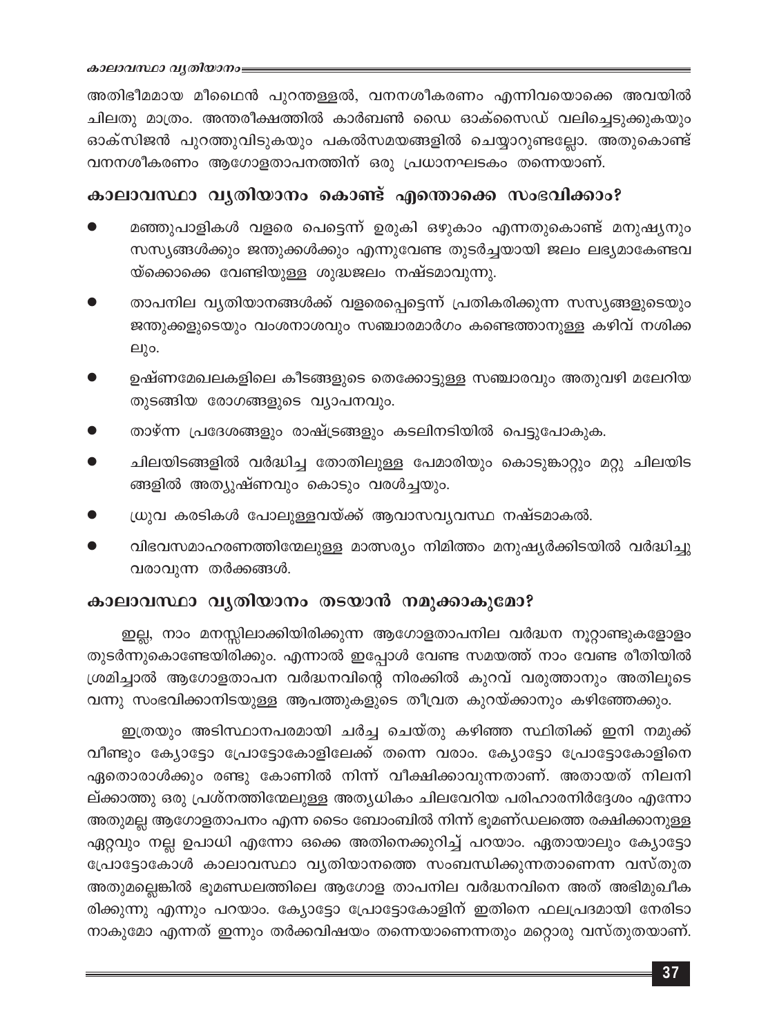അതിഭീമമായ മീഥൈൻ പുറന്തള്ളൽ, വനനശീകരണം എന്നിവയൊക്കെ അവയിൽ ചിലതു മാത്രം. അന്തരീക്ഷത്തിൽ കാർബൺ ഡൈ ഓക്സൈഡ് വലിച്ചെടുക്കുകയും ഓക്സിജൻ പുറത്തുവിടുകയും പകൽസമയങ്ങളിൽ ചെയ്യാറുണ്ടല്ലോ. അതുകൊണ്ട് വനനശീകരണം ആഗോളതാപനത്തിന് ഒരു പ്രധാനഘടകം തന്നെയാണ്.

## കാലാവസ്ഥാ വ്യതിയാനം കൊണ്ട് എന്തൊക്കെ സംഭവിക്കാം?

- മഞ്ഞുപാളികൾ വളരെ പെട്ടെന്ന് ഉരുകി ഒഴുകാം എന്നതുകൊണ്ട് മനുഷ്യനും സസ്യങ്ങൾക്കും ജന്തുക്കൾക്കും എന്നുവേണ്ട തുടർച്ചയായി ജലം ലഭ്യമാകേണ്ടവയ്ക്കൊക്കെ വേണ്ടിയുള്ള ശുദ്ധജലം നഷ്ടമാവുന്നു.
- താപനില വ്യതിയാനങ്ങൾക്ക് വളരെപ്പെട്ടെന്ന് പ്രതികരിക്കുന്ന സസ്യങ്ങളുടെയും ജന്തുക്കളുടെയും വംശനാശവും സഞ്ചാരമാർഗം കണ്ടെത്താനുള്ള കഴിവ് നശിക്കലും.
- ഉഷ്ണമേഖലകളിലെ കീടങ്ങളുടെ തെക്കോട്ടുള്ള സഞ്ചാരവും അതുവഴി മലേറിയ തുടങ്ങിയ രോഗങ്ങളുടെ വ്യാപനവും.
- താഴ്ന്ന പ്രദേശങ്ങളും രാഷ്ട്രങ്ങളും കടലിനടിയിൽ പെട്ടുപോകുക.
- ചിലയിടങ്ങളിൽ വർദ്ധിച്ച തോതിലുള്ള പേമാരിയും കൊടുങ്കാറ്റും മറ്റു ചിലയിടങ്ങളിൽ അത്യുഷ്ണവും കൊടും വരൾച്ചയും.
- ധ്രുവ കരടികൾ പോലുള്ളവയ്ക്ക് ആവാസവ്യവസ്ഥ നഷ്ടമാകൽ.
- വിഭവസമാഹരണത്തിന്മേലുള്ള മാത്സര്യം നിമിത്തം മനുഷ്യർക്കിടയിൽ വർദ്ധിച്ചു വരാവുന്ന തർക്കങ്ങൾ.

## കാലാവസ്ഥാ വ്യതിയാനം തടയാൻ നമുക്കാകുമോ?

ഇല്ല, നാം മനസ്സിലാക്കിയിരിക്കുന്ന ആഗോളതാപനില വർദ്ധന നൂറ്റാണ്ടുകളോളം തുടർന്നുകൊണ്ടേയിരിക്കും. എന്നാൽ ഇപ്പോൾ വേണ്ട സമയത്ത് നാം വേണ്ട രീതിയിൽ ശ്രമിച്ചാൽ ആഗോളതാപന വർദ്ധനവിന്റെ നിരക്കിൽ കുറവ് വരുത്താനും അതിലൂടെ വന്നു സംഭവിക്കാനിടയുള്ള ആപത്തുകളുടെ തീവ്രത കുറയ്ക്കാനും കഴിഞ്ഞേക്കും.

ഇത്രയും അടിസ്ഥാനപരമായി ചർച്ച ചെയ്തു കഴിഞ്ഞ സ്ഥിതിക്ക് ഇനി നമുക്ക് വീണ്ടും ക്യോട്ടോ പ്രോട്ടോകോളിലേക്ക് തന്നെ വരാം. ക്യോട്ടോ പ്രോട്ടോകോളിനെ ഏതൊരാൾക്കും രണ്ടു കോണിൽ നിന്ന് വീക്ഷിക്കാവുന്നതാണ്. അതായത് നിലനില്ക്കാത്തു ഒരു പ്രശ്നത്തിന്മേലുള്ള അത്യധികം ചിലവേറിയ പരിഹാരനിർദ്ദേശം എന്നോ അതുമല്ല ആഗോളതാപനം എന്ന ടൈം ബോംബിൽ നിന്ന് ഭൂമണ്ഡലത്തെ രക്ഷിക്കാനുള്ള ഏറ്റവും നല്ല ഉപാധി എന്നോ ഒക്കെ അതിനെക്കുറിച്ച് പറയാം. ഏതായാലും ക്യോട്ടോ പ്രോട്ടോകോൾ കാലാവസ്ഥാ വ്യതിയാനത്തെ സംബന്ധിക്കുന്നതാണെന്ന വസ്തുത അതുമല്ലെങ്കിൽ ഭൂമണ്ഡലത്തിലെ ആഗോള താപനില വർദ്ധനവിനെ അത് അഭിമുഖീകരിക്കുന്നു എന്നും പറയാം. ക്യോട്ടോ പ്രോട്ടോകോളിന് ഇതിനെ ഫലപ്രദമായി നേരിടാനാകുമോ എന്നത് ഇന്നും തർക്കവിഷയം തന്നെയാണെന്നതും മറ്റൊരു വസ്തുതയാണ്.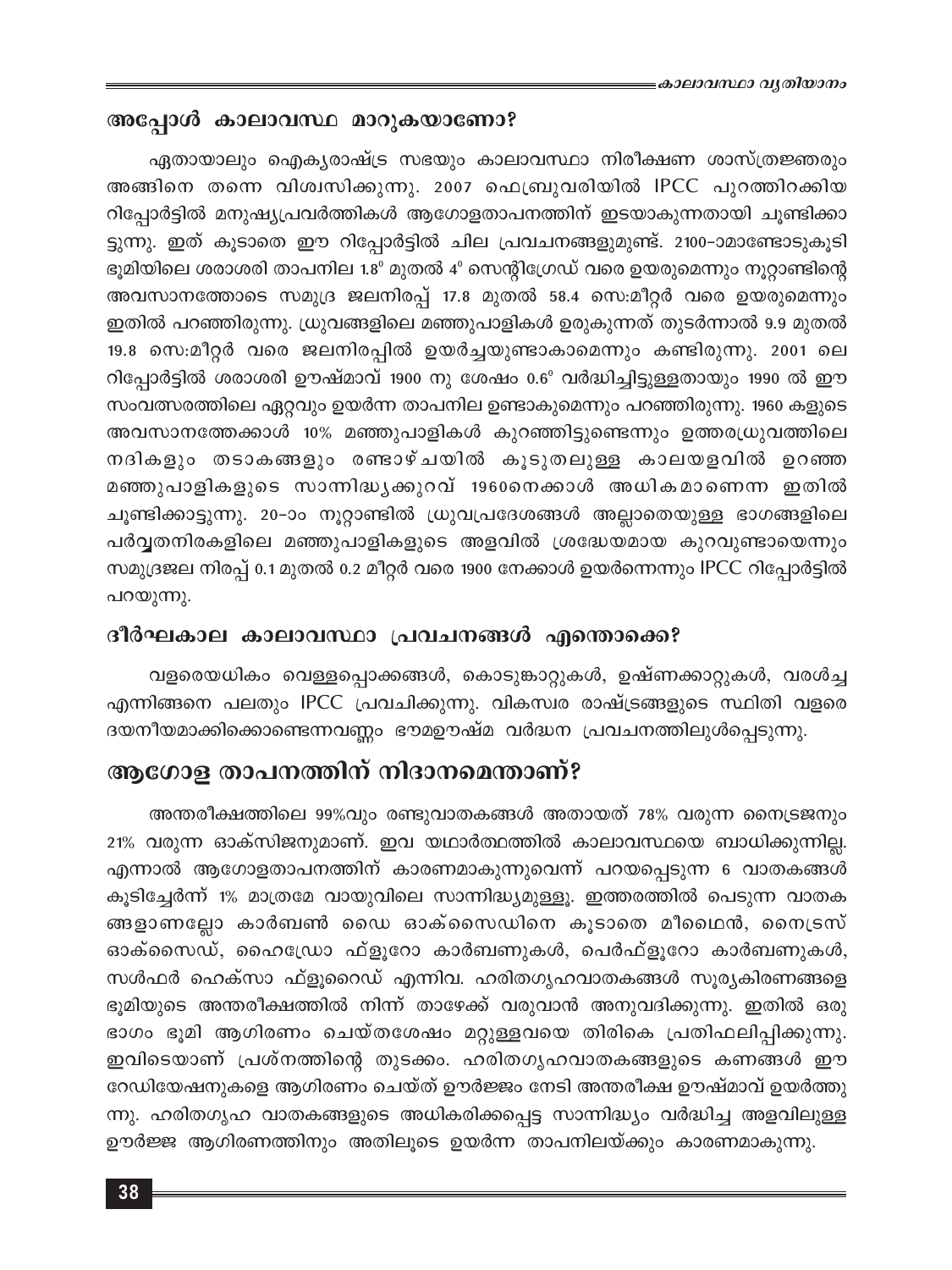## അപ്പോൾ കാലാവസ്ഥ മാറുകയാണോ?

ഏതായാലും ഐക്യരാഷ്ട്ര സഭയും കാലാവസ്ഥാ നിരീക്ഷണ ശാസ്ത്രജ്ഞരും അങ്ങിനെ തന്നെ വിശ്വസിക്കുന്നു. 2007 ഫെബ്രുവരിയിൽ IPCC പുറത്തിറക്കിയ റിപ്പോർട്ടിൽ മനുഷ്യപ്രവർത്തികൾ ആഗോളതാപനത്തിന് ഇടയാകുന്നതായി ചൂണ്ടിക്കാട്ടുന്നു. ഇത് കൂടാതെ ഈ റിപ്പോർട്ടിൽ ചില പ്രവചനങ്ങളുമുണ്ട്. 2100-ാമാണ്ടോടുകൂടി ഭൂമിയിലെ ശരാശരി താപനില $1.8^0$ മുതൽ $4^0$ സെന്റിഗ്രേഡ് വരെ ഉയരുമെന്നും നൂറ്റാണ്ടിന്റെ അവസാനത്തോടെ സമുദ്ര ജലനിരപ്പ് 17.8 മുതൽ 58.4 സെ:മീറ്റർ വരെ ഉയരുമെന്നും ഇതിൽ പറഞ്ഞിരുന്നു. ധ്രുവങ്ങളിലെ മഞ്ഞുപാളികൾ ഉരുകുന്നത് തുടർന്നാൽ 9.9 മുതൽ 19.8 സെ:മീറ്റർ വരെ ജലനിരപ്പിൽ ഉയർച്ചയുണ്ടാകാമെന്നും കണ്ടിരുന്നു. 2001 ലെ റിപ്പോർട്ടിൽ ശരാശരി ഊഷ്മാവ് 1900 നു ശേഷം $0.6^0$ വർദ്ധിച്ചിട്ടുള്ളതായും 1990 ൽ ഈ സംവത്സരത്തിലെ ഏറ്റവും ഉയർന്ന താപനില ഉണ്ടാകുമെന്നും പറഞ്ഞിരുന്നു. 1960 കളുടെ അവസാനത്തേക്കാൾ 10% മഞ്ഞുപാളികൾ കുറഞ്ഞിട്ടുണ്ടെന്നും ഉത്തരധ്രുവത്തിലെ നദികളും തടാകങ്ങളും രണ്ടാഴ്ചയിൽ കൂടുതലുള്ള കാലയളവിൽ ഉറഞ്ഞ മഞ്ഞുപാളികളുടെ സാന്നിദ്ധ്യക്കുറവ് 1960നെക്കാൾ അധികമാണെന്ന ഇതിൽ ചൂണ്ടിക്കാട്ടുന്നു. 20-ാം നൂറ്റാണ്ടിൽ ധ്രുവപ്രദേശങ്ങൾ അല്ലാതെയുള്ള ഭാഗങ്ങളിലെ പർവ്വതനിരകളിലെ മഞ്ഞുപാളികളുടെ അളവിൽ ശ്രദ്ധേയമായ കുറവുണ്ടായെന്നും സമുദ്രജല നിരപ്പ് 0.1 മുതൽ 0.2 മീറ്റർ വരെ 1900 നേക്കാൾ ഉയർന്നെന്നും IPCC റിപ്പോർട്ടിൽ പറയുന്നു.

## ദീർഘകാല കാലാവസ്ഥാ പ്രവചനങ്ങൾ എന്തൊക്കെ?

വളരെയധികം വെള്ളപ്പൊക്കങ്ങൾ, കൊടുങ്കാറ്റുകൾ, ഉഷ്ണക്കാറ്റുകൾ, വരൾച്ച എന്നിങ്ങനെ പലതും IPCC പ്രവചിക്കുന്നു. വികസ്വര രാഷ്ട്രങ്ങളുടെ സ്ഥിതി വളരെ ദയനീയമാക്കിക്കൊണ്ടെന്നവണ്ണം ഭൗമഊഷ്മ വർദ്ധന പ്രവചനത്തിലുൾപ്പെടുന്നു.

# ആഗോള താപനത്തിന് നിദാനമെന്താണ്?

അന്തരീക്ഷത്തിലെ 99%വും രണ്ടുവാതകങ്ങൾ അതായത് 78% വരുന്ന നൈട്രജനും 21% വരുന്ന ഓക്സിജനുമാണ്. ഇവ യഥാർത്ഥത്തിൽ കാലാവസ്ഥയെ ബാധിക്കുന്നില്ല. എന്നാൽ ആഗോളതാപനത്തിന് കാരണമാകുന്നുവെന്ന് പറയപ്പെടുന്ന 6 വാതകങ്ങൾ കൂടിച്ചേർന്ന് 1% മാത്രമേ വായുവിലെ സാന്നിദ്ധ്യമുള്ളൂ. ഇത്തരത്തിൽ പെടുന്ന വാതകങ്ങളാണല്ലോ കാർബൺ ഡൈ ഓക്സൈഡിനെ കൂടാതെ മീഥൈൻ, നൈട്രസ് ഓക്സൈഡ്, ഹൈഡ്രോ ഫ്ളൂറോ കാർബണുകൾ, പെർഫ്ളൂറോ കാർബണുകൾ, സൾഫർ ഹെക്സാ ഫ്ളൂറൈഡ് എന്നിവ. ഹരിതഗൃഹവാതകങ്ങൾ സൂര്യകിരണങ്ങളെ ഭൂമിയുടെ അന്തരീക്ഷത്തിൽ നിന്ന് താഴേക്ക് വരുവാൻ അനുവദിക്കുന്നു. ഇതിൽ ഒരു ഭാഗം ഭൂമി ആഗിരണം ചെയ്തശേഷം മറ്റുള്ളവയെ തിരികെ പ്രതിഫലിപ്പിക്കുന്നു. ഇവിടെയാണ് പ്രശ്നത്തിന്റെ തുടക്കം. ഹരിതഗൃഹവാതകങ്ങളുടെ കണങ്ങൾ ഈ റേഡിയേഷനുകളെ ആഗിരണം ചെയ്ത് ഊർജ്ജം നേടി അന്തരീക്ഷ ഊഷ്മാവ് ഉയർത്തുന്നു. ഹരിതഗൃഹ വാതകങ്ങളുടെ അധികരിക്കപ്പെട്ട സാന്നിദ്ധ്യം വർദ്ധിച്ച അളവിലുള്ള ഊർജ്ജ ആഗിരണത്തിനും അതിലൂടെ ഉയർന്ന താപനിലയ്ക്കും കാരണമാകുന്നു.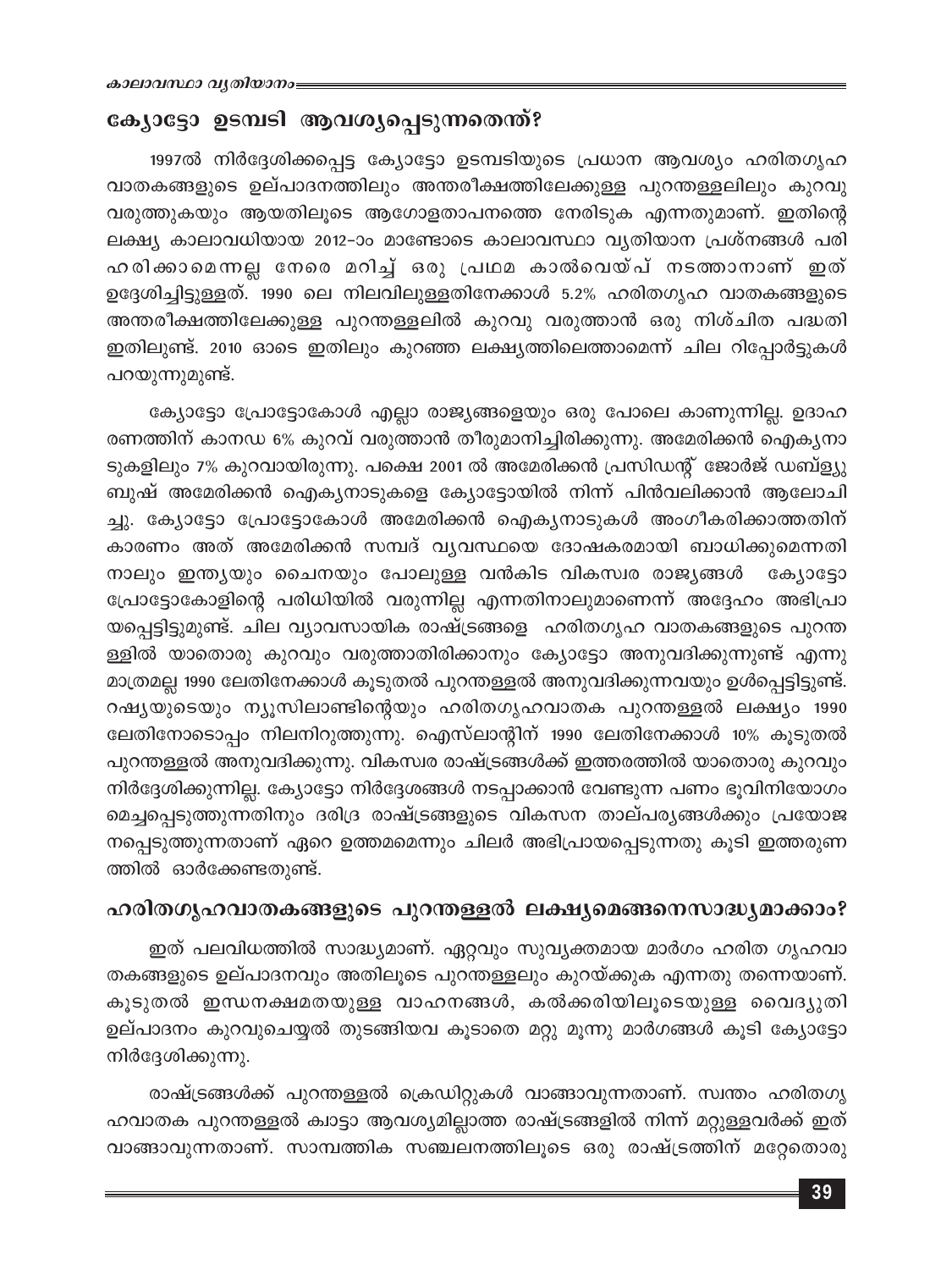## ക്യോട്ടോ ഉടമ്പടി ആവശ്യപ്പെടുന്നതെന്ത്?

1997ൽ നിർദ്ദേശിക്കപ്പെട്ട ക്യോട്ടോ ഉടമ്പടിയുടെ പ്രധാന ആവശ്യം ഹരിതഗൃഹ വാതകങ്ങളുടെ ഉല്പാദനത്തിലും അന്തരീക്ഷത്തിലേക്കുള്ള പുറന്തള്ളലിലും കുറവു വരുത്തുകയും ആയതിലൂടെ ആഗോളതാപനത്തെ നേരിടുക എന്നതുമാണ്. ഇതിന്റെ ലക്ഷ്യ കാലാവധിയായ 2012-ാം മാണ്ടോടെ കാലാവസ്ഥാ വ്യതിയാന പ്രശ്നങ്ങൾ പരിഹരിക്കാമെന്നല്ല നേരെ മറിച്ച് ഒരു പ്രഥമ കാൽവെയ്പ് നടത്താനാണ് ഇത് ഉദ്ദേശിച്ചിട്ടുള്ളത്. 1990 ലെ നിലവിലുള്ളതിനേക്കാൾ 5.2% ഹരിതഗൃഹ വാതകങ്ങളുടെ അന്തരീക്ഷത്തിലേക്കുള്ള പുറന്തള്ളലിൽ കുറവു വരുത്താൻ ഒരു നിശ്ചിത പദ്ധതി ഇതിലുണ്ട്. 2010 ഓടെ ഇതിലും കുറഞ്ഞ ലക്ഷ്യത്തിലെത്താമെന്ന് ചില റിപ്പോർട്ടുകൾ പറയുന്നുമുണ്ട്.

ക്യോട്ടോ പ്രോട്ടോകോൾ എല്ലാ രാജ്യങ്ങളെയും ഒരു പോലെ കാണുന്നില്ല. ഉദാഹരണത്തിന് കാനഡ 6% കുറവ് വരുത്താൻ തീരുമാനിച്ചിരിക്കുന്നു. അമേരിക്കൻ ഐക്യനാടുകളിലും 7% കുറവായിരുന്നു. പക്ഷെ 2001 ൽ അമേരിക്കൻ പ്രസിഡന്റ് ജോർജ് ഡബ്ല്യു ബുഷ് അമേരിക്കൻ ഐക്യനാടുകളെ ക്യോട്ടോയിൽ നിന്ന് പിൻവലിക്കാൻ ആലോചിച്ചു. ക്യോട്ടോ പ്രോട്ടോകോൾ അമേരിക്കൻ ഐക്യനാടുകൾ അംഗീകരിക്കാത്തതിന് കാരണം അത് അമേരിക്കൻ സമ്പദ് വ്യവസ്ഥയെ ദോഷകരമായി ബാധിക്കുമെന്നതിനാലും ഇന്ത്യയും ചൈനയും പോലുള്ള വൻകിട വികസ്വര രാജ്യങ്ങൾ ക്യോട്ടോ പ്രോട്ടോകോളിന്റെ പരിധിയിൽ വരുന്നില്ല എന്നതിനാലുമാണെന്ന് അദ്ദേഹം അഭിപ്രായപ്പെട്ടിട്ടുമുണ്ട്. ചില വ്യാവസായിക രാഷ്ട്രങ്ങളെ ഹരിതഗൃഹ വാതകങ്ങളുടെ പുറന്തള്ളിൽ യാതൊരു കുറവും വരുത്താതിരിക്കാനും ക്യോട്ടോ അനുവദിക്കുന്നുണ്ട് എന്നു മാത്രമല്ല 1990 ലേതിനേക്കാൾ കൂടുതൽ പുറന്തള്ളൽ അനുവദിക്കുന്നവയും ഉൾപ്പെട്ടിട്ടുണ്ട്. റഷ്യയുടെയും ന്യൂസിലാണ്ടിന്റെയും ഹരിതഗൃഹവാതക പുറന്തള്ളൽ ലക്ഷ്യം 1990 ലേതിനോടൊപ്പം നിലനിറുത്തുന്നു. ഐസ്‌ലാന്റിന് 1990 ലേതിനേക്കാൾ 10% കൂടുതൽ പുറന്തള്ളൽ അനുവദിക്കുന്നു. വികസ്വര രാഷ്ട്രങ്ങൾക്ക് ഇത്തരത്തിൽ യാതൊരു കുറവും നിർദ്ദേശിക്കുന്നില്ല. ക്യോട്ടോ നിർദ്ദേശങ്ങൾ നടപ്പാക്കാൻ വേണ്ടുന്ന പണം ഭൂവിനിയോഗം മെച്ചപ്പെടുത്തുന്നതിനും ദരിദ്ര രാഷ്ട്രങ്ങളുടെ വികസന താല്പര്യങ്ങൾക്കും പ്രയോജനപ്പെടുത്തുന്നതാണ് ഏറെ ഉത്തമമെന്നും ചിലർ അഭിപ്രായപ്പെടുന്നതു കൂടി ഇത്തരുണത്തിൽ ഓർക്കേണ്ടതുണ്ട്.

## ഹരിതഗൃഹവാതകങ്ങളുടെ പുറന്തള്ളൽ ലക്ഷ്യമെങ്ങനെസാദ്ധ്യമാക്കാം?

ഇത് പലവിധത്തിൽ സാദ്ധ്യമാണ്. ഏറ്റവും സുവ്യക്തമായ മാർഗം ഹരിത ഗൃഹവാതകങ്ങളുടെ ഉല്പാദനവും അതിലൂടെ പുറന്തള്ളലും കുറയ്ക്കുക എന്നതു തന്നെയാണ്. കൂടുതൽ ഇന്ധനക്ഷമതയുള്ള വാഹനങ്ങൾ, കൽക്കരിയിലൂടെയുള്ള വൈദ്യുതി ഉല്പാദനം കുറവുചെയ്യൽ തുടങ്ങിയവ കൂടാതെ മറ്റു മൂന്നു മാർഗങ്ങൾ കൂടി ക്യോട്ടോ നിർദ്ദേശിക്കുന്നു.

രാഷ്ട്രങ്ങൾക്ക് പുറന്തള്ളൽ ക്രെഡിറ്റുകൾ വാങ്ങാവുന്നതാണ്. സ്വന്തം ഹരിതഗൃഹവാതക പുറന്തള്ളൽ ക്വാട്ടാ ആവശ്യമില്ലാത്ത രാഷ്ട്രങ്ങളിൽ നിന്ന് മറ്റുള്ളവർക്ക് ഇത് വാങ്ങാവുന്നതാണ്. സാമ്പത്തിക സഞ്ചലനത്തിലൂടെ ഒരു രാഷ്ട്രത്തിന് മറ്റേതൊരു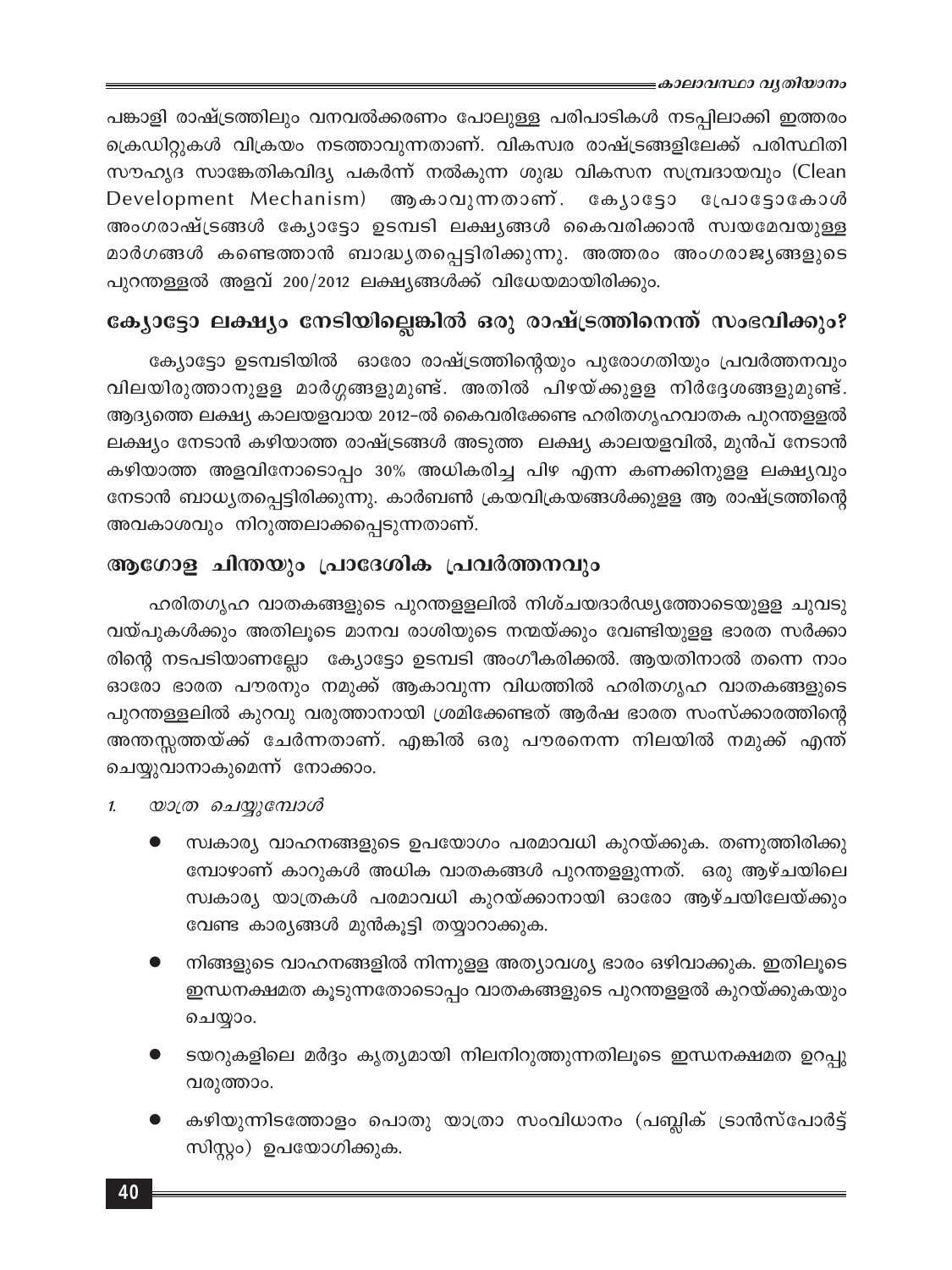പങ്കാളി രാഷ്ട്രത്തിലും വനവൽക്കരണം പോലുള്ള പരിപാടികൾ നടപ്പിലാക്കി ഇത്തരം ക്രെഡിറ്റുകൾ വിക്രയം നടത്താവുന്നതാണ്. വികസ്വര രാഷ്ട്രങ്ങളിലേക്ക് പരിസ്ഥിതി സൗഹൃദ സാങ്കേതികവിദ്യ പകർന്ന് നൽകുന്ന ശുദ്ധ വികസന സമ്പ്രദായവും (Clean Development Mechanism) ആകാവുന്നതാണ്. ക്യോട്ടോ പ്രോട്ടോകോൾ അംഗരാഷ്ട്രങ്ങൾ ക്യോട്ടോ ഉടമ്പടി ലക്ഷ്യങ്ങൾ കൈവരിക്കാൻ സ്വയമേവയുള്ള മാർഗങ്ങൾ കണ്ടെത്താൻ ബാദ്ധ്യതപ്പെട്ടിരിക്കുന്നു. അത്തരം അംഗരാജ്യങ്ങളുടെ പുറന്തള്ളൽ അളവ് 200/2012 ലക്ഷ്യങ്ങൾക്ക് വിധേയമായിരിക്കും.

## ക്യോട്ടോ ലക്ഷ്യം നേടിയില്ലെങ്കിൽ ഒരു രാഷ്ട്രത്തിനെന്ത് സംഭവിക്കും?

ക്യോട്ടോ ഉടമ്പടിയിൽ ഓരോ രാഷ്ട്രത്തിന്റെയും പുരോഗതിയും പ്രവർത്തനവും വിലയിരുത്താനുള്ള മാർഗ്ഗങ്ങളുമുണ്ട്. അതിൽ പിഴയ്ക്കുള്ള നിർദ്ദേശങ്ങളുമുണ്ട്. ആദ്യത്തെ ലക്ഷ്യ കാലയളവായ 2012-ൽ കൈവരിക്കേണ്ട ഹരിതഗൃഹവാതക പുറന്തള്ളൽ ലക്ഷ്യം നേടാൻ കഴിയാത്ത രാഷ്ട്രങ്ങൾ അടുത്ത ലക്ഷ്യ കാലയളവിൽ, മുൻപ് നേടാൻ കഴിയാത്ത അളവിനോടൊപ്പം 30% അധികരിച്ച പിഴ എന്ന കണക്കിനുള്ള ലക്ഷ്യവും നേടാൻ ബാധ്യതപ്പെട്ടിരിക്കുന്നു. കാർബൺ ക്രയവിക്രയങ്ങൾക്കുള്ള ആ രാഷ്ട്രത്തിന്റെ അവകാശവും നിറുത്തലാക്കപ്പെടുന്നതാണ്.

## ആഗോള ചിന്തയും പ്രാദേശിക പ്രവർത്തനവും

ഹരിതഗൃഹ വാതകങ്ങളുടെ പുറന്തള്ളലിൽ നിശ്ചയദാർഢ്യത്തോടെയുള്ള ചുവടു വയ്പുകൾക്കും അതിലൂടെ മാനവ രാശിയുടെ നന്മയ്ക്കും വേണ്ടിയുള്ള ഭാരത സർക്കാരിന്റെ നടപടിയാണല്ലോ ക്യോട്ടോ ഉടമ്പടി അംഗീകരിക്കൽ. ആയതിനാൽ തന്നെ നാം ഓരോ ഭാരത പൗരനും നമുക്ക് ആകാവുന്ന വിധത്തിൽ ഹരിതഗൃഹ വാതകങ്ങളുടെ പുറന്തള്ളലിൽ കുറവു വരുത്താനായി ശ്രമിക്കേണ്ടത് ആർഷ ഭാരത സംസ്കാരത്തിന്റെ അന്തസ്സത്തയ്ക്ക് ചേർന്നതാണ്. എങ്കിൽ ഒരു പൗരനെന്ന നിലയിൽ നമുക്ക് എന്ത് ചെയ്യുവാനാകുമെന്ന് നോക്കാം.

1. *യാത്ര ചെയ്യുമ്പോൾ*

   - സ്വകാര്യ വാഹനങ്ങളുടെ ഉപയോഗം പരമാവധി കുറയ്ക്കുക. തണുത്തിരിക്കുമ്പോഴാണ് കാറുകൾ അധിക വാതകങ്ങൾ പുറന്തള്ളുന്നത്. ഒരു ആഴ്ചയിലെ സ്വകാര്യ യാത്രകൾ പരമാവധി കുറയ്ക്കാനായി ഓരോ ആഴ്ചയിലേയ്ക്കും വേണ്ട കാര്യങ്ങൾ മുൻകൂട്ടി തയ്യാറാക്കുക.
   - നിങ്ങളുടെ വാഹനങ്ങളിൽ നിന്നുള്ള അത്യാവശ്യ ഭാരം ഒഴിവാക്കുക. ഇതിലൂടെ ഇന്ധനക്ഷമത കൂടുന്നതോടൊപ്പം വാതകങ്ങളുടെ പുറന്തള്ളൽ കുറയ്ക്കുകയും ചെയ്യാം.
   - ടയറുകളിലെ മർദ്ദം കൃത്യമായി നിലനിറുത്തുന്നതിലൂടെ ഇന്ധനക്ഷമത ഉറപ്പു വരുത്താം.
   - കഴിയുന്നിടത്തോളം പൊതു യാത്രാ സംവിധാനം (പബ്ലിക് ട്രാൻസ്പോർട്ട് സിസ്റ്റം) ഉപയോഗിക്കുക.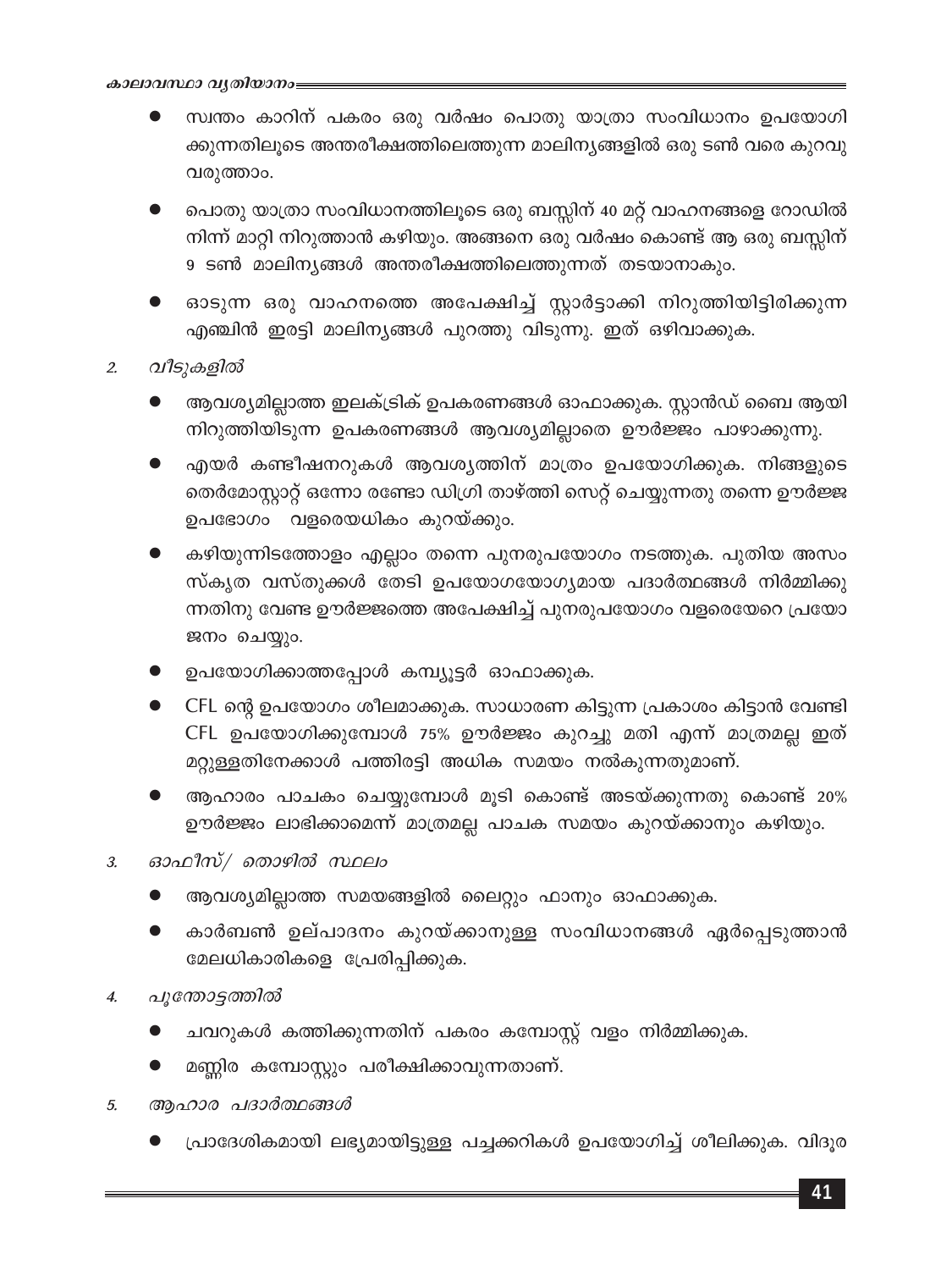- സ്വന്തം കാറിന് പകരം ഒരു വർഷം പൊതു യാത്രാ സംവിധാനം ഉപയോഗിക്കുന്നതിലൂടെ അന്തരീക്ഷത്തിലെത്തുന്ന മാലിന്യങ്ങളിൽ ഒരു ടൺ വരെ കുറവു വരുത്താം.
- പൊതു യാത്രാ സംവിധാനത്തിലൂടെ ഒരു ബസ്സിന് 40 മറ്റ് വാഹനങ്ങളെ റോഡിൽ നിന്ന് മാറ്റി നിറുത്താൻ കഴിയും. അങ്ങനെ ഒരു വർഷം കൊണ്ട് ആ ഒരു ബസ്സിന് 9 ടൺ മാലിന്യങ്ങൾ അന്തരീക്ഷത്തിലെത്തുന്നത് തടയാനാകും.
- ഓടുന്ന ഒരു വാഹനത്തെ അപേക്ഷിച്ച് സ്റ്റാർട്ടാക്കി നിറുത്തിയിട്ടിരിക്കുന്ന എഞ്ചിൻ ഇരട്ടി മാലിന്യങ്ങൾ പുറത്തു വിടുന്നു. ഇത് ഒഴിവാക്കുക.

2. *വീടുകളിൽ*

- ആവശ്യമില്ലാത്ത ഇലക്ട്രിക് ഉപകരണങ്ങൾ ഓഫാക്കുക. സ്റ്റാൻഡ് ബൈ ആയി നിറുത്തിയിടുന്ന ഉപകരണങ്ങൾ ആവശ്യമില്ലാതെ ഊർജ്ജം പാഴാക്കുന്നു.
- എയർ കണ്ടീഷനറുകൾ ആവശ്യത്തിന് മാത്രം ഉപയോഗിക്കുക. നിങ്ങളുടെ തെർമോസ്റ്റാറ്റ് ഒന്നോ രണ്ടോ ഡിഗ്രി താഴ്ത്തി സെറ്റ് ചെയ്യുന്നതു തന്നെ ഊർജ്ജ ഉപഭോഗം വളരെയധികം കുറയ്ക്കും.
- കഴിയുന്നിടത്തോളം എല്ലാം തന്നെ പുനരുപയോഗം നടത്തുക. പുതിയ അസംസ്കൃത വസ്തുക്കൾ തേടി ഉപയോഗയോഗ്യമായ പദാർത്ഥങ്ങൾ നിർമ്മിക്കുന്നതിനു വേണ്ട ഊർജ്ജത്തെ അപേക്ഷിച്ച് പുനരുപയോഗം വളരെയേറെ പ്രയോജനം ചെയ്യും.
- ഉപയോഗിക്കാത്തപ്പോൾ കമ്പ്യൂട്ടർ ഓഫാക്കുക.
- CFL ന്റെ ഉപയോഗം ശീലമാക്കുക. സാധാരണ കിട്ടുന്ന പ്രകാശം കിട്ടാൻ വേണ്ടി CFL ഉപയോഗിക്കുമ്പോൾ 75% ഊർജ്ജം കുറച്ചു മതി എന്ന് മാത്രമല്ല ഇത് മറ്റുള്ളതിനേക്കാൾ പത്തിരട്ടി അധിക സമയം നൽകുന്നതുമാണ്.
- ആഹാരം പാചകം ചെയ്യുമ്പോൾ മൂടി കൊണ്ട് അടയ്ക്കുന്നതു കൊണ്ട് 20% ഊർജ്ജം ലാഭിക്കാമെന്ന് മാത്രമല്ല പാചക സമയം കുറയ്ക്കാനും കഴിയും.

3. *ഓഫീസ്/ തൊഴിൽ സ്ഥലം*

- ആവശ്യമില്ലാത്ത സമയങ്ങളിൽ ലൈറ്റും ഫാനും ഓഫാക്കുക.
- കാർബൺ ഉല്പാദനം കുറയ്ക്കാനുള്ള സംവിധാനങ്ങൾ ഏർപ്പെടുത്താൻ മേലധികാരികളെ പ്രേരിപ്പിക്കുക.

4. *പൂന്തോട്ടത്തിൽ*

- ചവറുകൾ കത്തിക്കുന്നതിന് പകരം കമ്പോസ്റ്റ് വളം നിർമ്മിക്കുക.
- മണ്ണിര കമ്പോസ്റ്റും പരീക്ഷിക്കാവുന്നതാണ്.

5. *ആഹാര പദാർത്ഥങ്ങൾ*

- പ്രാദേശികമായി ലഭ്യമായിട്ടുള്ള പച്ചക്കറികൾ ഉപയോഗിച്ച് ശീലിക്കുക. വിദൂര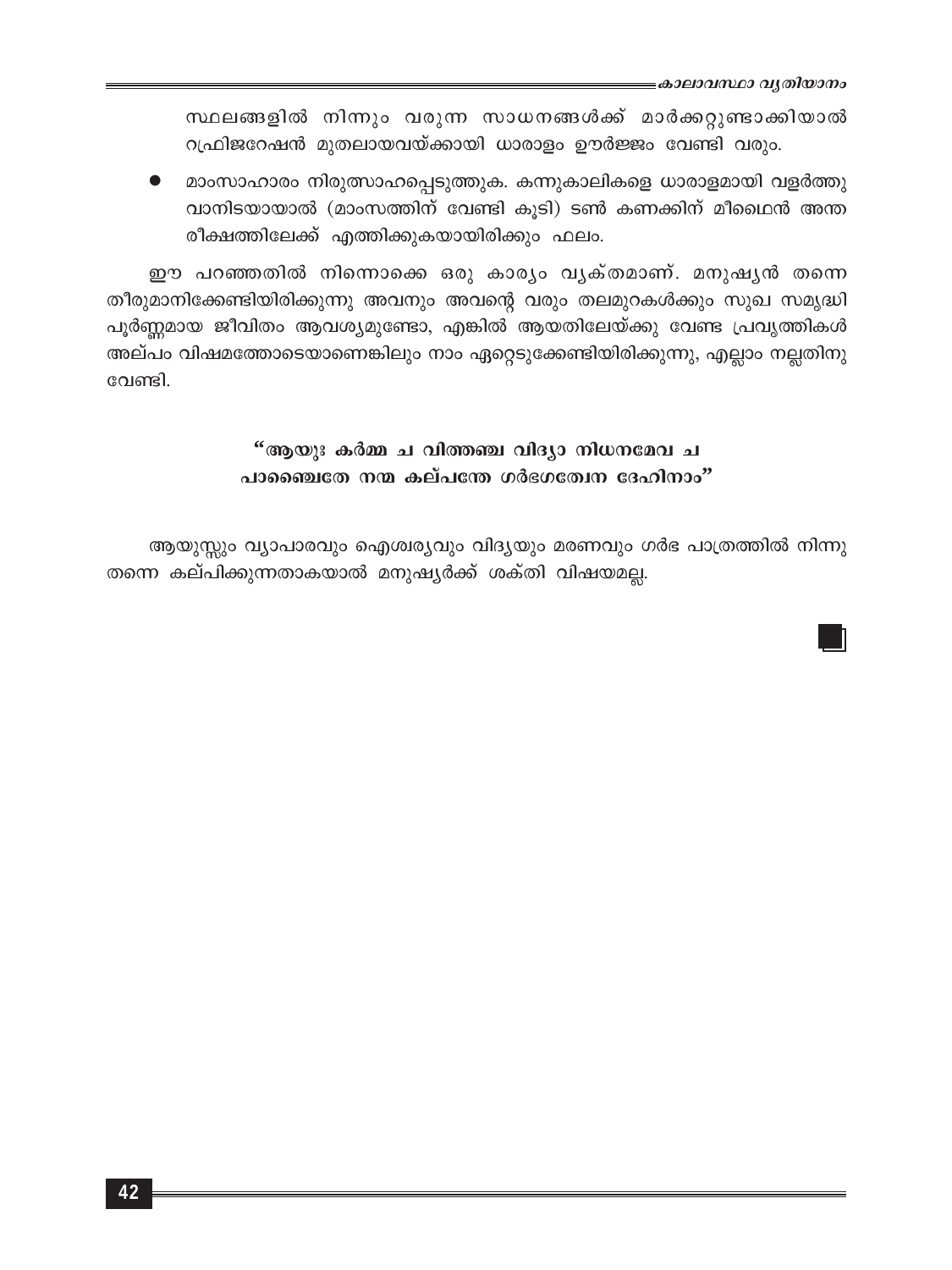സ്ഥലങ്ങളിൽ നിന്നും വരുന്ന സാധനങ്ങൾക്ക് മാർക്കറ്റുണ്ടാക്കിയാൽ റഫ്രിജറേഷൻ മുതലായവയ്ക്കായി ധാരാളം ഊർജ്ജം വേണ്ടി വരും.

- മാംസാഹാരം നിരുത്സാഹപ്പെടുത്തുക. കന്നുകാലികളെ ധാരാളമായി വളർത്തുവാനിടയായാൽ (മാംസത്തിന് വേണ്ടി കൂടി) ടൺ കണക്കിന് മീഥൈൻ അന്തരീക്ഷത്തിലേക്ക് എത്തിക്കുകയായിരിക്കും ഫലം.

ഈ പറഞ്ഞതിൽ നിന്നൊക്കെ ഒരു കാര്യം വ്യക്തമാണ്. മനുഷ്യൻ തന്നെ തീരുമാനിക്കേണ്ടിയിരിക്കുന്നു അവനും അവന്റെ വരും തലമുറകൾക്കും സുഖ സമൃദ്ധി പൂർണ്ണമായ ജീവിതം ആവശ്യമുണ്ടോ, എങ്കിൽ ആയതിലേയ്ക്കു വേണ്ട പ്രവൃത്തികൾ അല്പം വിഷമത്തോടെയാണെങ്കിലും നാം ഏറ്റെടുക്കേണ്ടിയിരിക്കുന്നു, എല്ലാം നല്ലതിനു വേണ്ടി.

**"ആയുഃ കർമ്മ ച വിത്തഞ്ച വിദ്യാ നിധനമേവ ച**
**പാഞ്ചൈതേ നന്മ കല്പന്തേ ഗർഭഗതേ്യന ദേഹിനാം"**

ആയുസ്സും വ്യാപാരവും ഐശ്വര്യവും വിദ്യയും മരണവും ഗർഭ പാത്രത്തിൽ നിന്നു തന്നെ കല്പിക്കുന്നതാകയാൽ മനുഷ്യർക്ക് ശക്തി വിഷയമല്ല.